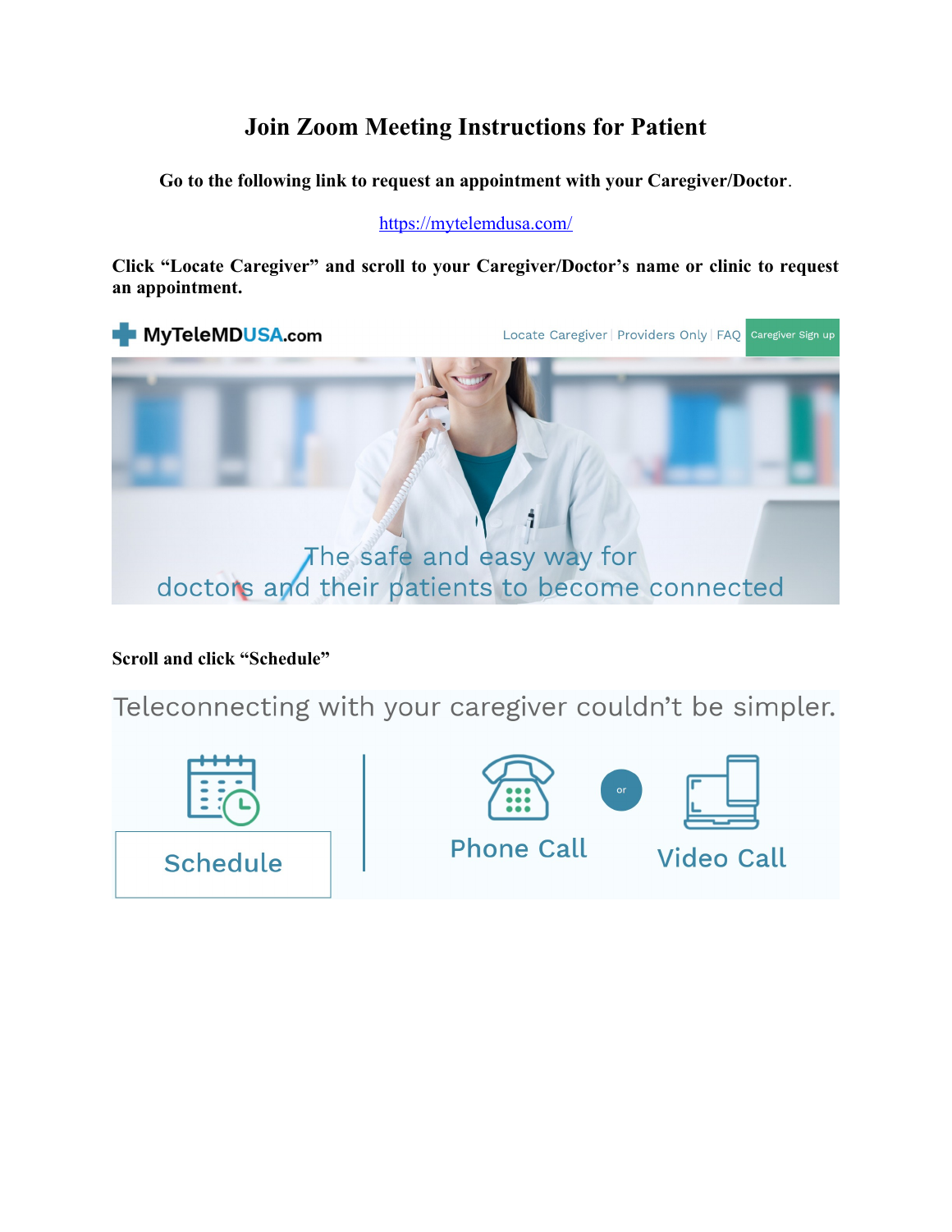# Join Zoom Meeting Instructions for Patient

**Go to the following link to request an appointment with your Caregiver/Doctor**.

https://mytelemdusa.com/

**Click "Locate Caregiver" and scroll to your Caregiver/Doctor's name or clinic to request an appointment.**

MyTeleMDUSA.com

Locate Caregiver | Providers Only | FAQ | Caregiver Sign up

The safe and easy way for doctors and their patients to become connected

**Scroll and click "Schedule"**

Teleconnecting with your caregiver couldn't be simpler.

Schedule | Phone Call or Video Call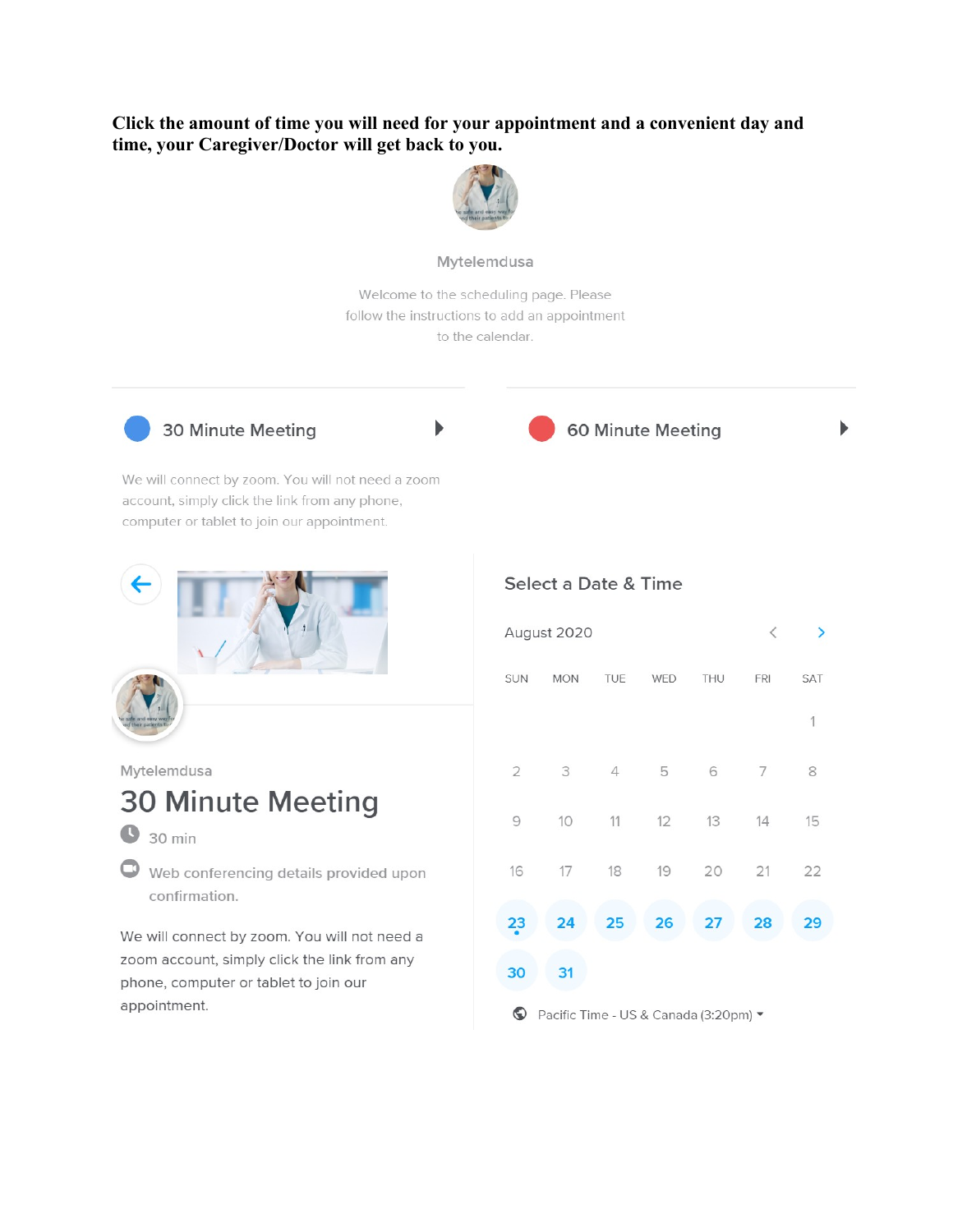**Click the amount of time you will need for your appointment and a convenient day and time, your Caregiver/Doctor will get back to you.**

Mytelemdusa

Welcome to the scheduling page. Please follow the instructions to add an appointment to the calendar.

30 Minute Meeting

We will connect by zoom. You will not need a zoom account, simply click the link from any phone, computer or tablet to join our appointment.

60 Minute Meeting

Mytelemdusa

# 30 Minute Meeting

30 min

Web conferencing details provided upon confirmation.

We will connect by zoom. You will not need a zoom account, simply click the link from any phone, computer or tablet to join our appointment.

## Select a Date & Time

August 2020

| SUN | MON | TUE | WED | THU | FRI | SAT |
|---|---|---|---|---|---|---|
| | | | | | | 1 |
| 2 | 3 | 4 | 5 | 6 | 7 | 8 |
| 9 | 10 | 11 | 12 | 13 | 14 | 15 |
| 16 | 17 | 18 | 19 | 20 | 21 | 22 |
| 23 | 24 | 25 | 26 | 27 | 28 | 29 |
| 30 | 31 | | | | | |

Pacific Time - US & Canada (3:20pm)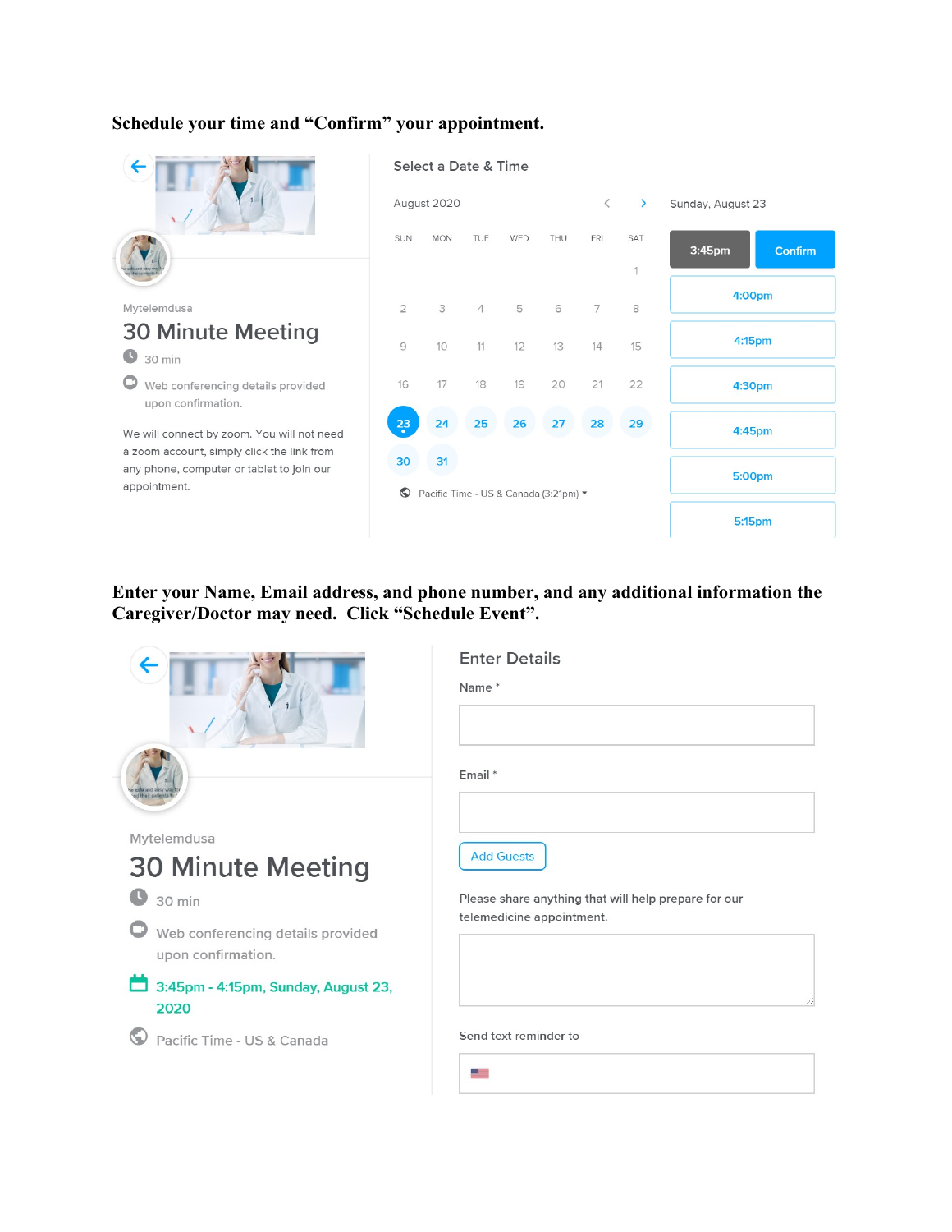**Schedule your time and "Confirm" your appointment.**

Mytelemdusa

30 Minute Meeting

30 min

Web conferencing details provided upon confirmation.

We will connect by zoom. You will not need a zoom account, simply click the link from any phone, computer or tablet to join our appointment.

Select a Date & Time

August 2020

| SUN | MON | TUE | WED | THU | FRI | SAT |
|---|---|---|---|---|---|---|
| | | | | | | 1 |
| 2 | 3 | 4 | 5 | 6 | 7 | 8 |
| 9 | 10 | 11 | 12 | 13 | 14 | 15 |
| 16 | 17 | 18 | 19 | 20 | 21 | 22 |
| 23 | 24 | 25 | 26 | 27 | 28 | 29 |
| 30 | 31 | | | | | |

Pacific Time - US & Canada (3:21pm)

Sunday, August 23

3:45pm Confirm

4:00pm

4:15pm

4:30pm

4:45pm

5:00pm

5:15pm

**Enter your Name, Email address, and phone number, and any additional information the Caregiver/Doctor may need. Click "Schedule Event".**

Mytelemdusa

30 Minute Meeting

30 min

Web conferencing details provided upon confirmation.

3:45pm - 4:15pm, Sunday, August 23, 2020

Pacific Time - US & Canada

Enter Details

Name *

Email *

Add Guests

Please share anything that will help prepare for our telemedicine appointment.

Send text reminder to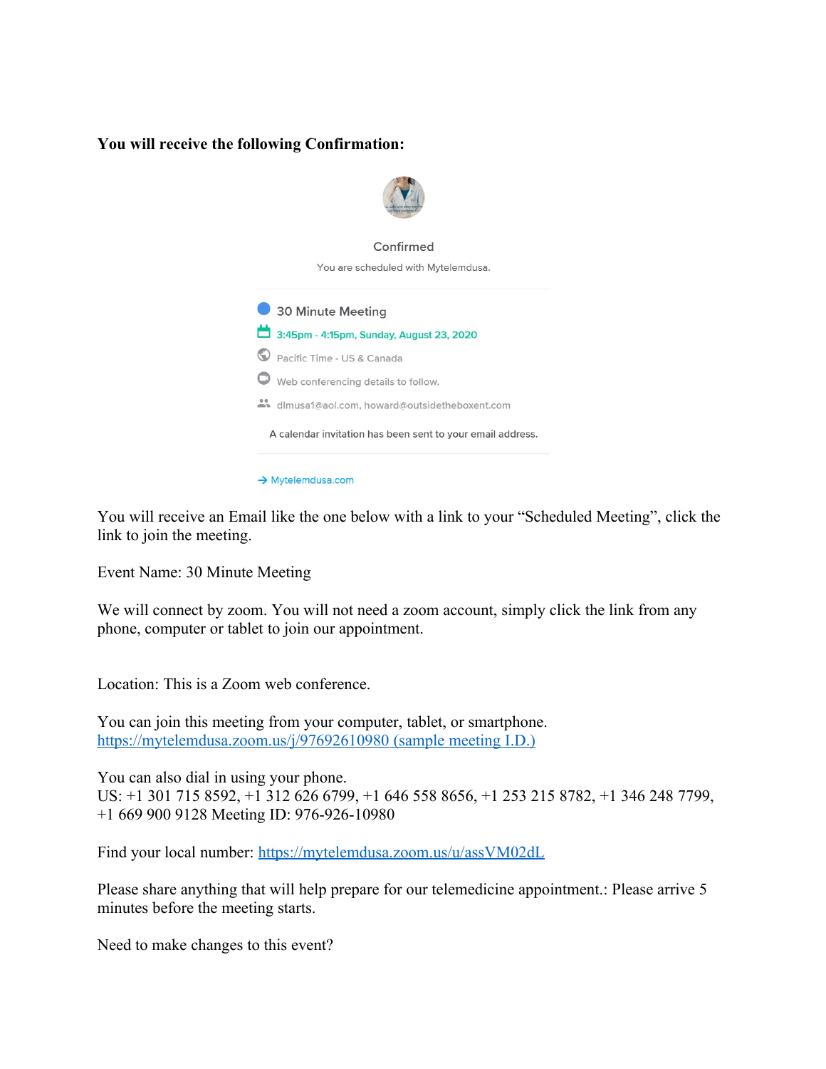**You will receive the following Confirmation:**

Confirmed

You are scheduled with Mytelemdusa.

30 Minute Meeting

3:45pm - 4:15pm, Sunday, August 23, 2020

Pacific Time - US & Canada

Web conferencing details to follow.

dlmusa1@aol.com, howard@outsidetheboxent.com

A calendar invitation has been sent to your email address.

→ Mytelemdusa.com

You will receive an Email like the one below with a link to your "Scheduled Meeting", click the link to join the meeting.

Event Name: 30 Minute Meeting

We will connect by zoom. You will not need a zoom account, simply click the link from any phone, computer or tablet to join our appointment.

Location: This is a Zoom web conference.

You can join this meeting from your computer, tablet, or smartphone.
[https://mytelemdusa.zoom.us/j/97692610980 (sample meeting I.D.)](https://mytelemdusa.zoom.us/j/97692610980)

You can also dial in using your phone.
US: +1 301 715 8592, +1 312 626 6799, +1 646 558 8656, +1 253 215 8782, +1 346 248 7799, +1 669 900 9128 Meeting ID: 976-926-10980

Find your local number: [https://mytelemdusa.zoom.us/u/assVM02dL](https://mytelemdusa.zoom.us/u/assVM02dL)

Please share anything that will help prepare for our telemedicine appointment.: Please arrive 5 minutes before the meeting starts.

Need to make changes to this event?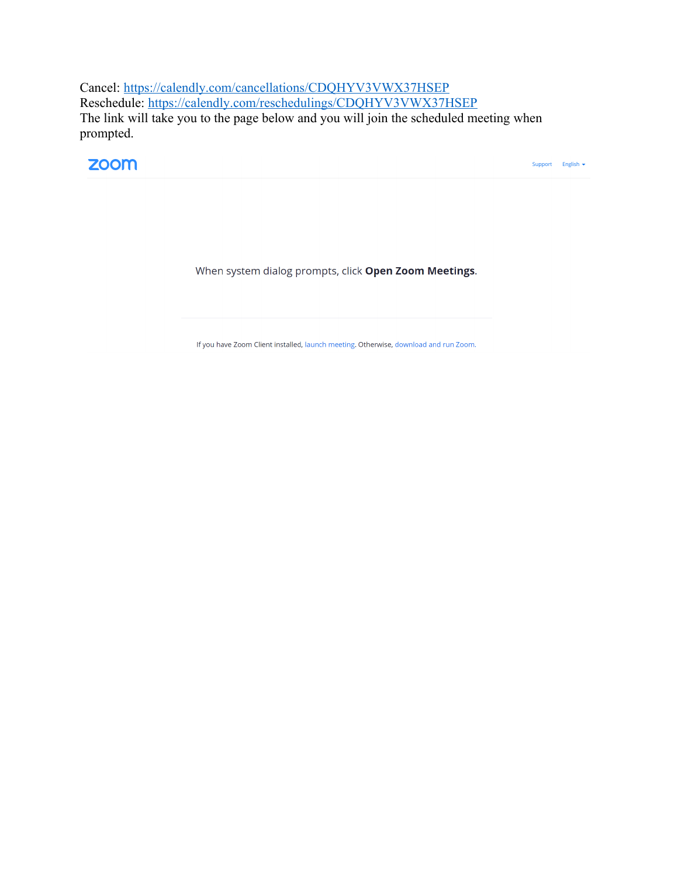Cancel: https://calendly.com/cancellations/CDQHYV3VWX37HSEP
Reschedule: https://calendly.com/reschedulings/CDQHYV3VWX37HSEP
The link will take you to the page below and you will join the scheduled meeting when prompted.

zoom

Support English

When system dialog prompts, click **Open Zoom Meetings**.

If you have Zoom Client installed, launch meeting. Otherwise, download and run Zoom.